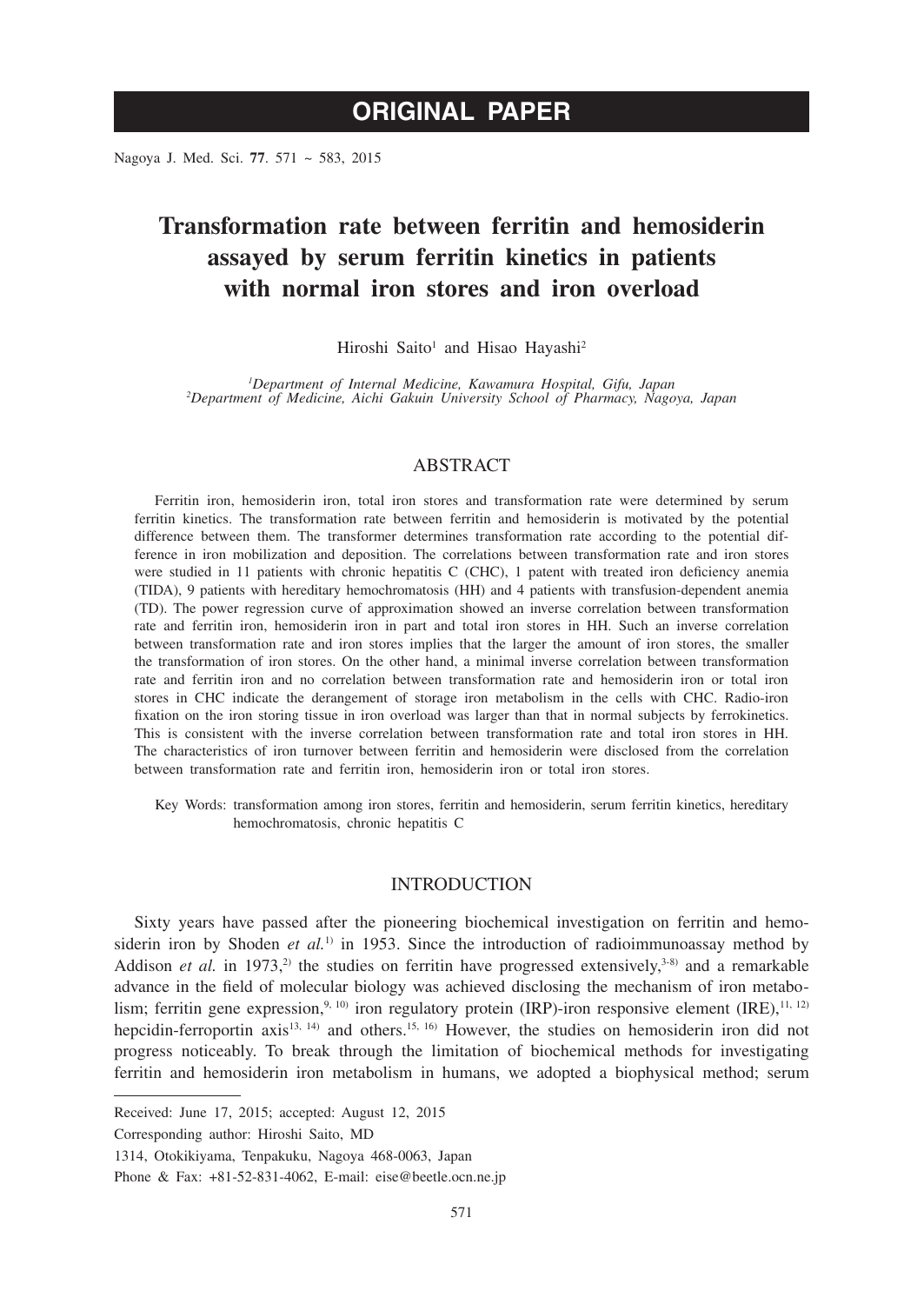ORIGINAL PAPER

# Transformation rate between ferritin and hemosiderin assayed by serum ferritin kinetics in patients with normal iron stores and iron overload

Hiroshi Saito[1] and Hisao Hayashi[2]

[1]*Department of Internal Medicine, Kawamura Hospital, Gifu, Japan*
[2]*Department of Medicine, Aichi Gakuin University School of Pharmacy, Nagoya, Japan*

## ABSTRACT

Ferritin iron, hemosiderin iron, total iron stores and transformation rate were determined by serum ferritin kinetics. The transformation rate between ferritin and hemosiderin is motivated by the potential difference between them. The transformer determines transformation rate according to the potential difference in iron mobilization and deposition. The correlations between transformation rate and iron stores were studied in 11 patients with chronic hepatitis C (CHC), 1 patent with treated iron deficiency anemia (TIDA), 9 patients with hereditary hemochromatosis (HH) and 4 patients with transfusion-dependent anemia (TD). The power regression curve of approximation showed an inverse correlation between transformation rate and ferritin iron, hemosiderin iron in part and total iron stores in HH. Such an inverse correlation between transformation rate and iron stores implies that the larger the amount of iron stores, the smaller the transformation of iron stores. On the other hand, a minimal inverse correlation between transformation rate and ferritin iron and no correlation between transformation rate and hemosiderin iron or total iron stores in CHC indicate the derangement of storage iron metabolism in the cells with CHC. Radio-iron fixation on the iron storing tissue in iron overload was larger than that in normal subjects by ferrokinetics. This is consistent with the inverse correlation between transformation rate and total iron stores in HH. The characteristics of iron turnover between ferritin and hemosiderin were disclosed from the correlation between transformation rate and ferritin iron, hemosiderin iron or total iron stores.

Key Words: transformation among iron stores, ferritin and hemosiderin, serum ferritin kinetics, hereditary hemochromatosis, chronic hepatitis C

## INTRODUCTION

Sixty years have passed after the pioneering biochemical investigation on ferritin and hemosiderin iron by Shoden *et al.*[1] in 1953. Since the introduction of radioimmunoassay method by Addison *et al.* in 1973,[2] the studies on ferritin have progressed extensively,[3-8] and a remarkable advance in the field of molecular biology was achieved disclosing the mechanism of iron metabolism; ferritin gene expression,[9, 10] iron regulatory protein (IRP)-iron responsive element (IRE),[11, 12] hepcidin-ferroportin axis[13, 14] and others.[15, 16] However, the studies on hemosiderin iron did not progress noticeably. To break through the limitation of biochemical methods for investigating ferritin and hemosiderin iron metabolism in humans, we adopted a biophysical method; serum

---

Received: June 17, 2015; accepted: August 12, 2015

Corresponding author: Hiroshi Saito, MD

1314, Otokikiyama, Tenpakuku, Nagoya 468-0063, Japan

Phone & Fax: +81-52-831-4062, E-mail: eise@beetle.ocn.ne.jp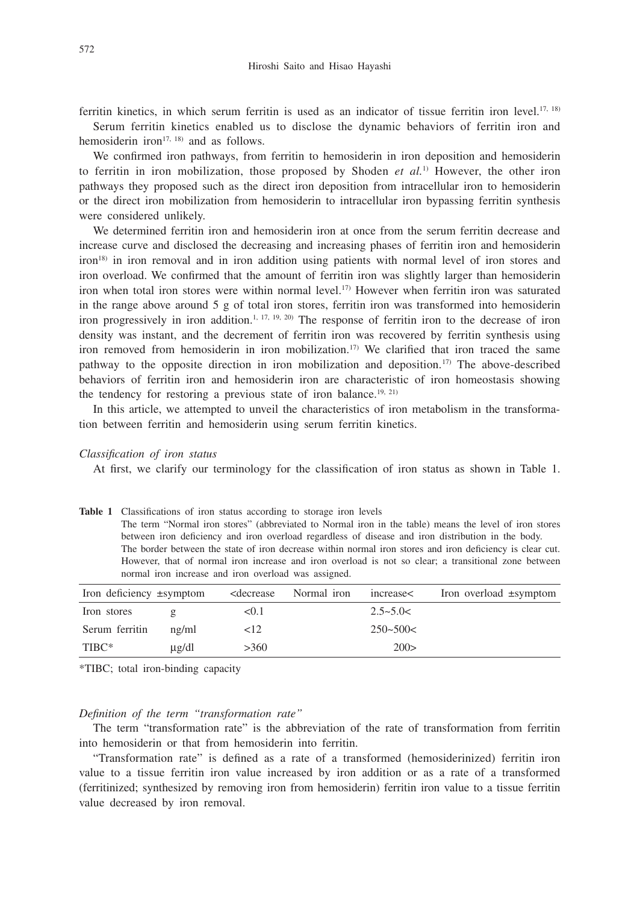ferritin kinetics, in which serum ferritin is used as an indicator of tissue ferritin iron level.[17, 18)]

Serum ferritin kinetics enabled us to disclose the dynamic behaviors of ferritin iron and hemosiderin iron[17, 18)] and as follows.

We confirmed iron pathways, from ferritin to hemosiderin in iron deposition and hemosiderin to ferritin in iron mobilization, those proposed by Shoden *et al.*[1)] However, the other iron pathways they proposed such as the direct iron deposition from intracellular iron to hemosiderin or the direct iron mobilization from hemosiderin to intracellular iron bypassing ferritin synthesis were considered unlikely.

We determined ferritin iron and hemosiderin iron at once from the serum ferritin decrease and increase curve and disclosed the decreasing and increasing phases of ferritin iron and hemosiderin iron[18)] in iron removal and in iron addition using patients with normal level of iron stores and iron overload. We confirmed that the amount of ferritin iron was slightly larger than hemosiderin iron when total iron stores were within normal level.[17)] However when ferritin iron was saturated in the range above around 5 g of total iron stores, ferritin iron was transformed into hemosiderin iron progressively in iron addition.[1, 17, 19, 20)] The response of ferritin iron to the decrease of iron density was instant, and the decrement of ferritin iron was recovered by ferritin synthesis using iron removed from hemosiderin in iron mobilization.[17)] We clarified that iron traced the same pathway to the opposite direction in iron mobilization and deposition.[17)] The above-described behaviors of ferritin iron and hemosiderin iron are characteristic of iron homeostasis showing the tendency for restoring a previous state of iron balance.[19, 21)]

In this article, we attempted to unveil the characteristics of iron metabolism in the transformation between ferritin and hemosiderin using serum ferritin kinetics.

*Classification of iron status*

At first, we clarify our terminology for the classification of iron status as shown in Table 1.

**Table 1** Classifications of iron status according to storage iron levels
The term "Normal iron stores" (abbreviated to Normal iron in the table) means the level of iron stores between iron deficiency and iron overload regardless of disease and iron distribution in the body.
The border between the state of iron decrease within normal iron stores and iron deficiency is clear cut. However, that of normal iron increase and iron overload is not so clear; a transitional zone between normal iron increase and iron overload was assigned.

| Iron deficiency ±symptom | | <decrease | Normal iron | increase< | Iron overload ±symptom |
|---|---|---|---|---|---|
| Iron stores | g | <0.1 | | 2.5~5.0< | |
| Serum ferritin | ng/ml | <12 | | 250~500< | |
| TIBC* | μg/dl | >360 | | 200> | |

*TIBC; total iron-binding capacity

*Definition of the term "transformation rate"*

The term "transformation rate" is the abbreviation of the rate of transformation from ferritin into hemosiderin or that from hemosiderin into ferritin.

"Transformation rate" is defined as a rate of a transformed (hemosiderinized) ferritin iron value to a tissue ferritin iron value increased by iron addition or as a rate of a transformed (ferritinized; synthesized by removing iron from hemosiderin) ferritin iron value to a tissue ferritin value decreased by iron removal.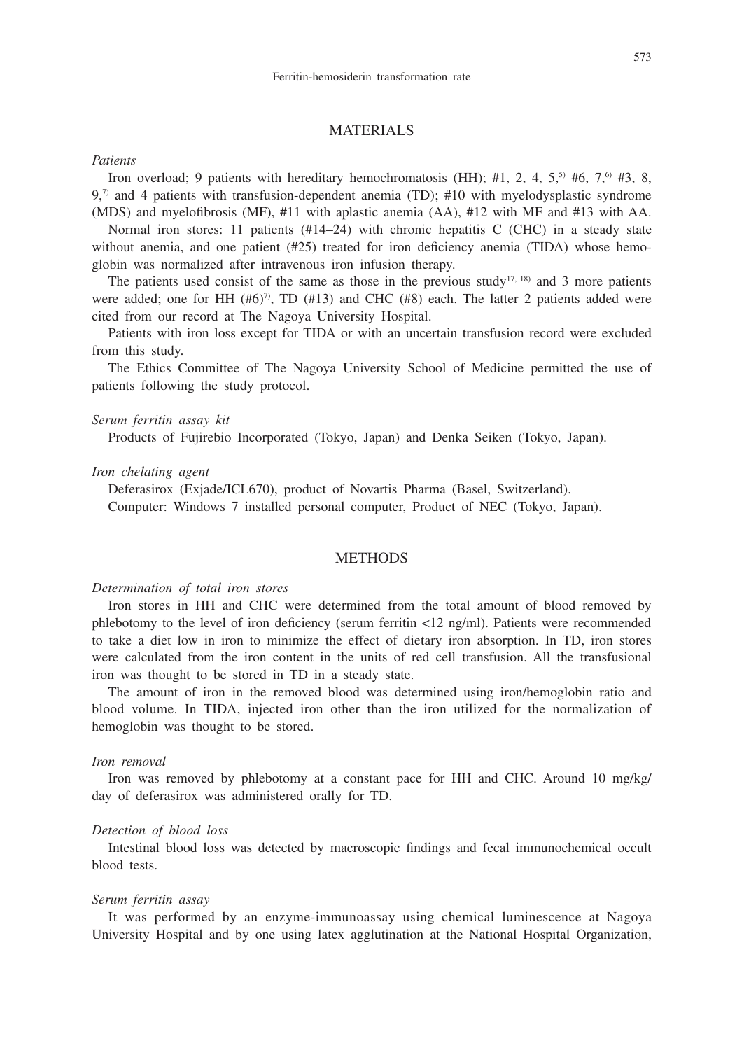## MATERIALS

*Patients*

Iron overload; 9 patients with hereditary hemochromatosis (HH); #1, 2, 4, 5,[5] #6, 7,[6] #3, 8, 9,[7] and 4 patients with transfusion-dependent anemia (TD); #10 with myelodysplastic syndrome (MDS) and myelofibrosis (MF), #11 with aplastic anemia (AA), #12 with MF and #13 with AA.

Normal iron stores: 11 patients (#14–24) with chronic hepatitis C (CHC) in a steady state without anemia, and one patient (#25) treated for iron deficiency anemia (TIDA) whose hemoglobin was normalized after intravenous iron infusion therapy.

The patients used consist of the same as those in the previous study[17, 18] and 3 more patients were added; one for HH (#6)[7], TD (#13) and CHC (#8) each. The latter 2 patients added were cited from our record at The Nagoya University Hospital.

Patients with iron loss except for TIDA or with an uncertain transfusion record were excluded from this study.

The Ethics Committee of The Nagoya University School of Medicine permitted the use of patients following the study protocol.

*Serum ferritin assay kit*

Products of Fujirebio Incorporated (Tokyo, Japan) and Denka Seiken (Tokyo, Japan).

*Iron chelating agent*

Deferasirox (Exjade/ICL670), product of Novartis Pharma (Basel, Switzerland).

Computer: Windows 7 installed personal computer, Product of NEC (Tokyo, Japan).

## METHODS

*Determination of total iron stores*

Iron stores in HH and CHC were determined from the total amount of blood removed by phlebotomy to the level of iron deficiency (serum ferritin <12 ng/ml). Patients were recommended to take a diet low in iron to minimize the effect of dietary iron absorption. In TD, iron stores were calculated from the iron content in the units of red cell transfusion. All the transfusional iron was thought to be stored in TD in a steady state.

The amount of iron in the removed blood was determined using iron/hemoglobin ratio and blood volume. In TIDA, injected iron other than the iron utilized for the normalization of hemoglobin was thought to be stored.

*Iron removal*

Iron was removed by phlebotomy at a constant pace for HH and CHC. Around 10 mg/kg/day of deferasirox was administered orally for TD.

*Detection of blood loss*

Intestinal blood loss was detected by macroscopic findings and fecal immunochemical occult blood tests.

*Serum ferritin assay*

It was performed by an enzyme-immunoassay using chemical luminescence at Nagoya University Hospital and by one using latex agglutination at the National Hospital Organization,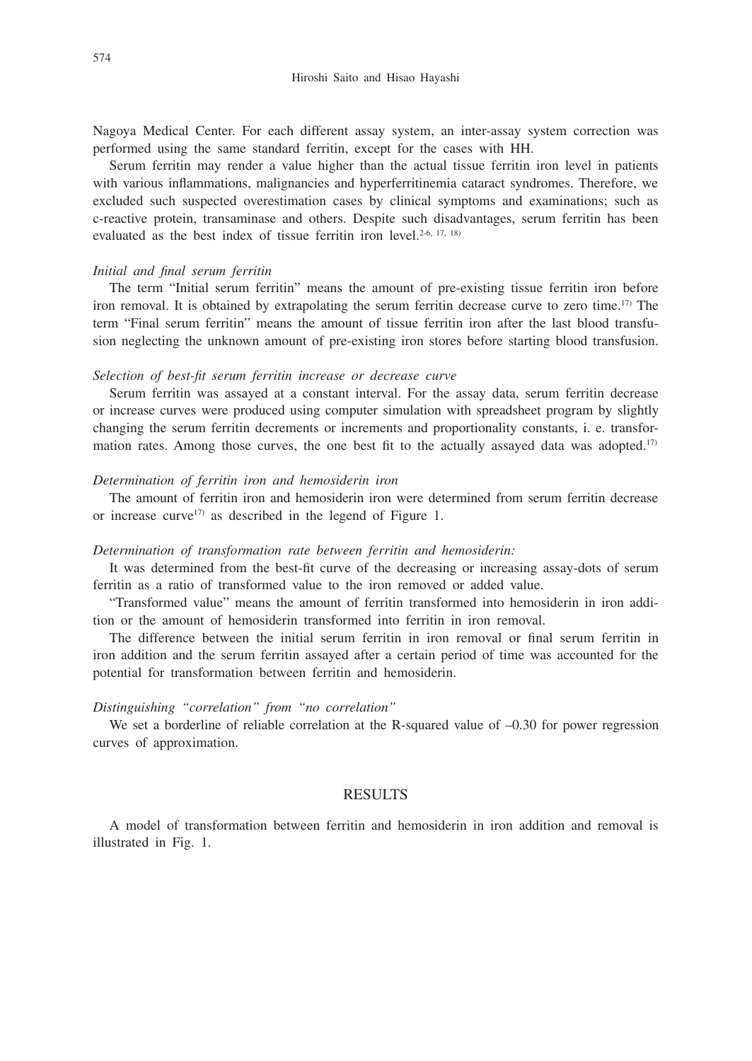Nagoya Medical Center. For each different assay system, an inter-assay system correction was performed using the same standard ferritin, except for the cases with HH.

Serum ferritin may render a value higher than the actual tissue ferritin iron level in patients with various inflammations, malignancies and hyperferritinemia cataract syndromes. Therefore, we excluded such suspected overestimation cases by clinical symptoms and examinations; such as c-reactive protein, transaminase and others. Despite such disadvantages, serum ferritin has been evaluated as the best index of tissue ferritin iron level.[2-6, 17, 18]

*Initial and final serum ferritin*

The term "Initial serum ferritin" means the amount of pre-existing tissue ferritin iron before iron removal. It is obtained by extrapolating the serum ferritin decrease curve to zero time.[17] The term "Final serum ferritin" means the amount of tissue ferritin iron after the last blood transfusion neglecting the unknown amount of pre-existing iron stores before starting blood transfusion.

*Selection of best-fit serum ferritin increase or decrease curve*

Serum ferritin was assayed at a constant interval. For the assay data, serum ferritin decrease or increase curves were produced using computer simulation with spreadsheet program by slightly changing the serum ferritin decrements or increments and proportionality constants, i. e. transformation rates. Among those curves, the one best fit to the actually assayed data was adopted.[17]

*Determination of ferritin iron and hemosiderin iron*

The amount of ferritin iron and hemosiderin iron were determined from serum ferritin decrease or increase curve[17] as described in the legend of Figure 1.

*Determination of transformation rate between ferritin and hemosiderin:*

It was determined from the best-fit curve of the decreasing or increasing assay-dots of serum ferritin as a ratio of transformed value to the iron removed or added value.

"Transformed value" means the amount of ferritin transformed into hemosiderin in iron addition or the amount of hemosiderin transformed into ferritin in iron removal.

The difference between the initial serum ferritin in iron removal or final serum ferritin in iron addition and the serum ferritin assayed after a certain period of time was accounted for the potential for transformation between ferritin and hemosiderin.

*Distinguishing "correlation" from "no correlation"*

We set a borderline of reliable correlation at the R-squared value of –0.30 for power regression curves of approximation.

## RESULTS

A model of transformation between ferritin and hemosiderin in iron addition and removal is illustrated in Fig. 1.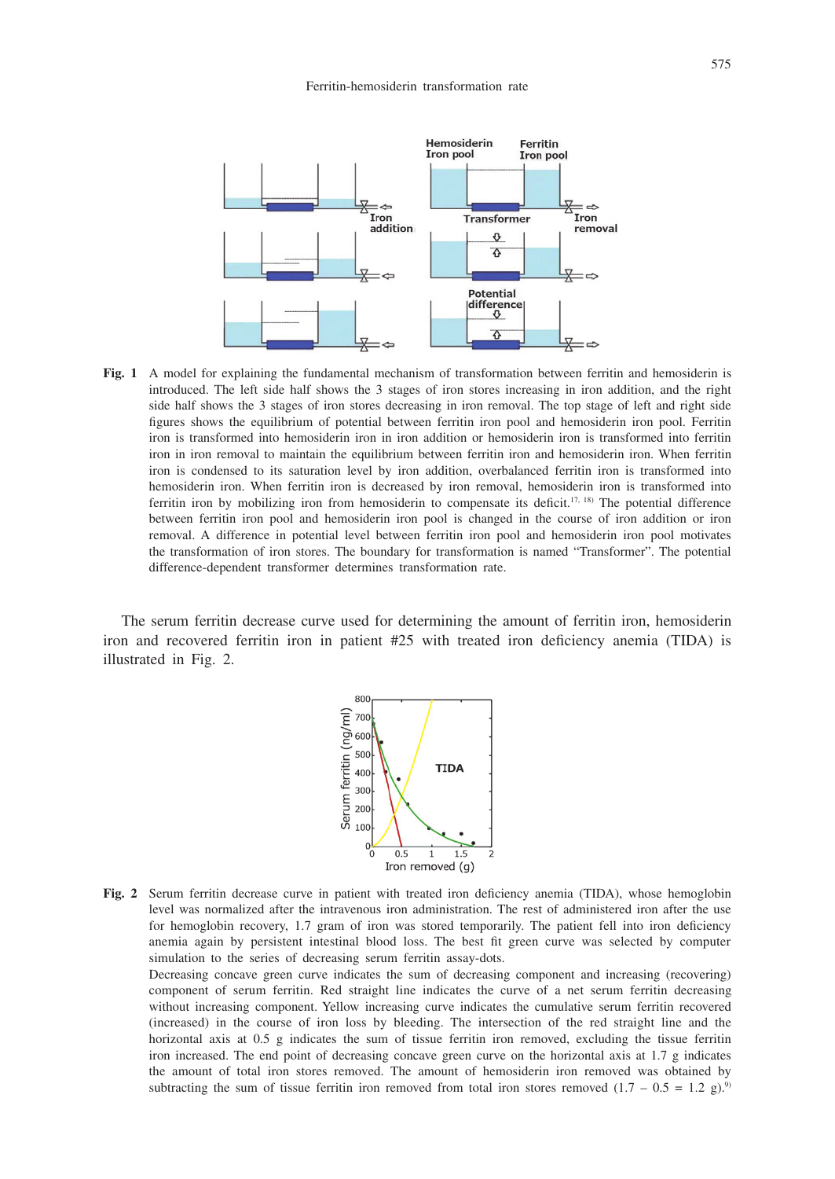**Fig. 1** A model for explaining the fundamental mechanism of transformation between ferritin and hemosiderin is introduced. The left side half shows the 3 stages of iron stores increasing in iron addition, and the right side half shows the 3 stages of iron stores decreasing in iron removal. The top stage of left and right side figures shows the equilibrium of potential between ferritin iron pool and hemosiderin iron pool. Ferritin iron is transformed into hemosiderin iron in iron addition or hemosiderin iron is transformed into ferritin iron in iron removal to maintain the equilibrium between ferritin iron and hemosiderin iron. When ferritin iron is condensed to its saturation level by iron addition, overbalanced ferritin iron is transformed into hemosiderin iron. When ferritin iron is decreased by iron removal, hemosiderin iron is transformed into ferritin iron by mobilizing iron from hemosiderin to compensate its deficit.[17, 18] The potential difference between ferritin iron pool and hemosiderin iron pool is changed in the course of iron addition or iron removal. A difference in potential level between ferritin iron pool and hemosiderin iron pool motivates the transformation of iron stores. The boundary for transformation is named "Transformer". The potential difference-dependent transformer determines transformation rate.

The serum ferritin decrease curve used for determining the amount of ferritin iron, hemosiderin iron and recovered ferritin iron in patient #25 with treated iron deficiency anemia (TIDA) is illustrated in Fig. 2.

**Fig. 2** Serum ferritin decrease curve in patient with treated iron deficiency anemia (TIDA), whose hemoglobin level was normalized after the intravenous iron administration. The rest of administered iron after the use for hemoglobin recovery, 1.7 gram of iron was stored temporarily. The patient fell into iron deficiency anemia again by persistent intestinal blood loss. The best fit green curve was selected by computer simulation to the series of decreasing serum ferritin assay-dots.

Decreasing concave green curve indicates the sum of decreasing component and increasing (recovering) component of serum ferritin. Red straight line indicates the curve of a net serum ferritin decreasing without increasing component. Yellow increasing curve indicates the cumulative serum ferritin recovered (increased) in the course of iron loss by bleeding. The intersection of the red straight line and the horizontal axis at 0.5 g indicates the sum of tissue ferritin iron removed, excluding the tissue ferritin iron increased. The end point of decreasing concave green curve on the horizontal axis at 1.7 g indicates the amount of total iron stores removed. The amount of hemosiderin iron removed was obtained by subtracting the sum of tissue ferritin iron removed from total iron stores removed (1.7 – 0.5 = 1.2 g).[9]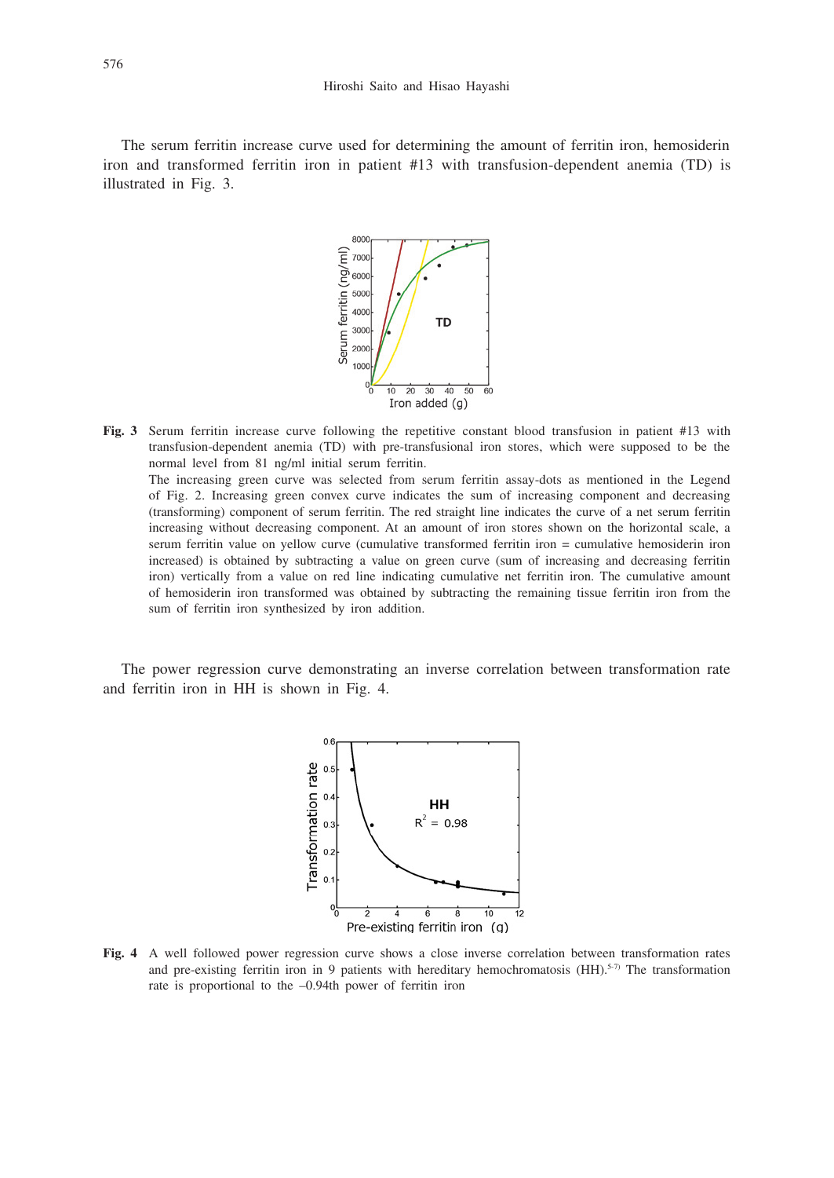The serum ferritin increase curve used for determining the amount of ferritin iron, hemosiderin iron and transformed ferritin iron in patient #13 with transfusion-dependent anemia (TD) is illustrated in Fig. 3.

**Fig. 3** Serum ferritin increase curve following the repetitive constant blood transfusion in patient #13 with transfusion-dependent anemia (TD) with pre-transfusional iron stores, which were supposed to be the normal level from 81 ng/ml initial serum ferritin.
The increasing green curve was selected from serum ferritin assay-dots as mentioned in the Legend of Fig. 2. Increasing green convex curve indicates the sum of increasing component and decreasing (transforming) component of serum ferritin. The red straight line indicates the curve of a net serum ferritin increasing without decreasing component. At an amount of iron stores shown on the horizontal scale, a serum ferritin value on yellow curve (cumulative transformed ferritin iron = cumulative hemosiderin iron increased) is obtained by subtracting a value on green curve (sum of increasing and decreasing ferritin iron) vertically from a value on red line indicating cumulative net ferritin iron. The cumulative amount of hemosiderin iron transformed was obtained by subtracting the remaining tissue ferritin iron from the sum of ferritin iron synthesized by iron addition.

The power regression curve demonstrating an inverse correlation between transformation rate and ferritin iron in HH is shown in Fig. 4.

**Fig. 4** A well followed power regression curve shows a close inverse correlation between transformation rates and pre-existing ferritin iron in 9 patients with hereditary hemochromatosis (HH).[5-7] The transformation rate is proportional to the –0.94th power of ferritin iron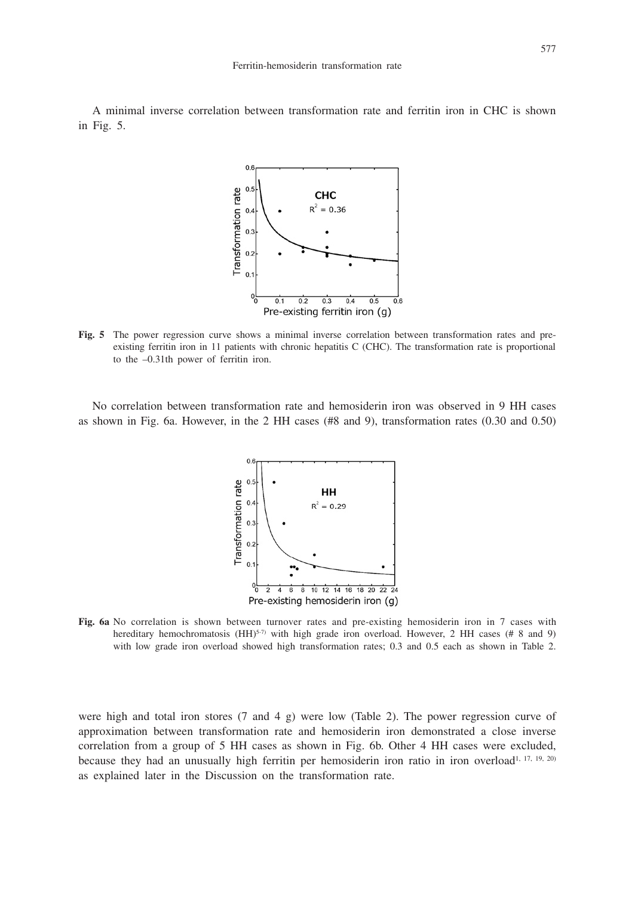A minimal inverse correlation between transformation rate and ferritin iron in CHC is shown in Fig. 5.

**Fig. 5** The power regression curve shows a minimal inverse correlation between transformation rates and pre-existing ferritin iron in 11 patients with chronic hepatitis C (CHC). The transformation rate is proportional to the –0.31th power of ferritin iron.

No correlation between transformation rate and hemosiderin iron was observed in 9 HH cases as shown in Fig. 6a. However, in the 2 HH cases (#8 and 9), transformation rates (0.30 and 0.50) were high and total iron stores (7 and 4 g) were low (Table 2). The power regression curve of approximation between transformation rate and hemosiderin iron demonstrated a close inverse correlation from a group of 5 HH cases as shown in Fig. 6b. Other 4 HH cases were excluded, because they had an unusually high ferritin per hemosiderin iron ratio in iron overload[1, 17, 19, 20] as explained later in the Discussion on the transformation rate.

**Fig. 6a** No correlation is shown between turnover rates and pre-existing hemosiderin iron in 7 cases with hereditary hemochromatosis (HH)[5-7] with high grade iron overload. However, 2 HH cases (# 8 and 9) with low grade iron overload showed high transformation rates; 0.3 and 0.5 each as shown in Table 2.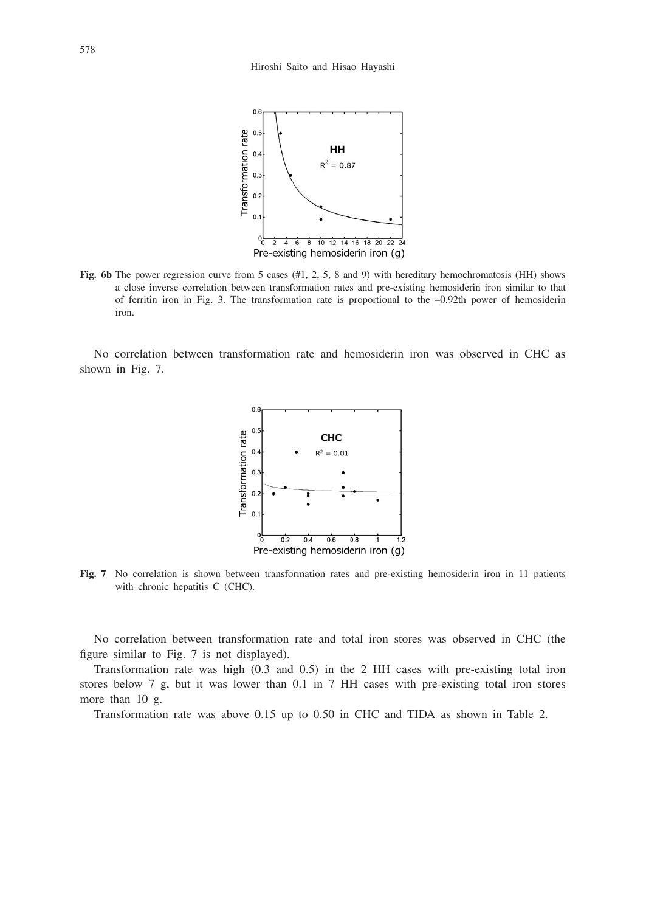**Fig. 6b** The power regression curve from 5 cases (#1, 2, 5, 8 and 9) with hereditary hemochromatosis (HH) shows a close inverse correlation between transformation rates and pre-existing hemosiderin iron similar to that of ferritin iron in Fig. 3. The transformation rate is proportional to the –0.92th power of hemosiderin iron.

No correlation between transformation rate and hemosiderin iron was observed in CHC as shown in Fig. 7.

**Fig. 7** No correlation is shown between transformation rates and pre-existing hemosiderin iron in 11 patients with chronic hepatitis C (CHC).

No correlation between transformation rate and total iron stores was observed in CHC (the figure similar to Fig. 7 is not displayed).

Transformation rate was high (0.3 and 0.5) in the 2 HH cases with pre-existing total iron stores below 7 g, but it was lower than 0.1 in 7 HH cases with pre-existing total iron stores more than 10 g.

Transformation rate was above 0.15 up to 0.50 in CHC and TIDA as shown in Table 2.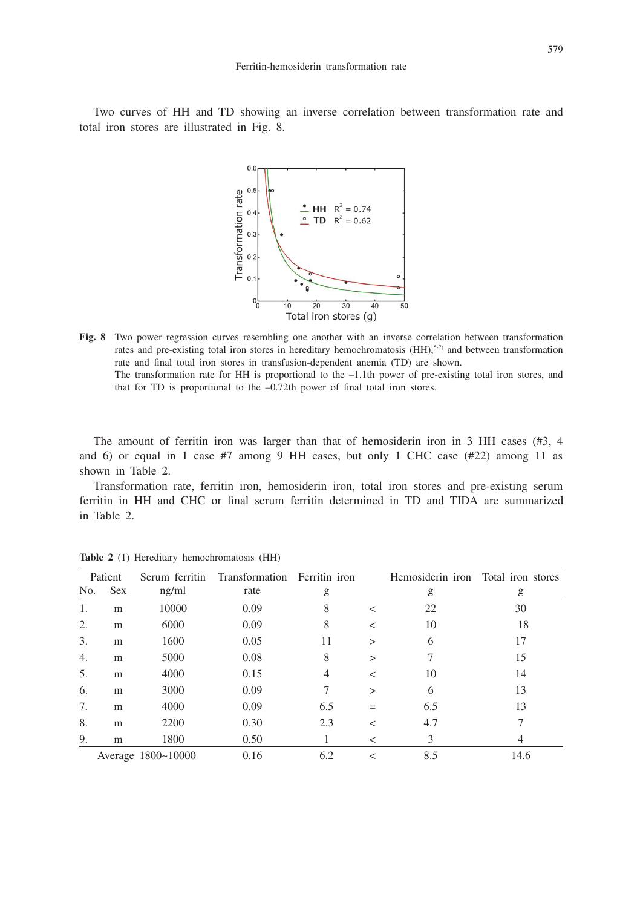Two curves of HH and TD showing an inverse correlation between transformation rate and total iron stores are illustrated in Fig. 8.

**Fig. 8** Two power regression curves resembling one another with an inverse correlation between transformation rates and pre-existing total iron stores in hereditary hemochromatosis (HH),[5-7] and between transformation rate and final total iron stores in transfusion-dependent anemia (TD) are shown.
The transformation rate for HH is proportional to the –1.1th power of pre-existing total iron stores, and that for TD is proportional to the –0.72th power of final total iron stores.

The amount of ferritin iron was larger than that of hemosiderin iron in 3 HH cases (#3, 4 and 6) or equal in 1 case #7 among 9 HH cases, but only 1 CHC case (#22) among 11 as shown in Table 2.

Transformation rate, ferritin iron, hemosiderin iron, total iron stores and pre-existing serum ferritin in HH and CHC or final serum ferritin determined in TD and TIDA are summarized in Table 2.

**Table 2** (1) Hereditary hemochromatosis (HH)

| Patient No. | Sex | Serum ferritin ng/ml | Transformation rate | Ferritin iron g | | Hemosiderin iron g | Total iron stores g |
|---|---|---|---|---|---|---|---|
| 1. | m | 10000 | 0.09 | 8 | < | 22 | 30 |
| 2. | m | 6000 | 0.09 | 8 | < | 10 | 18 |
| 3. | m | 1600 | 0.05 | 11 | > | 6 | 17 |
| 4. | m | 5000 | 0.08 | 8 | > | 7 | 15 |
| 5. | m | 4000 | 0.15 | 4 | < | 10 | 14 |
| 6. | m | 3000 | 0.09 | 7 | > | 6 | 13 |
| 7. | m | 4000 | 0.09 | 6.5 | = | 6.5 | 13 |
| 8. | m | 2200 | 0.30 | 2.3 | < | 4.7 | 7 |
| 9. | m | 1800 | 0.50 | 1 | < | 3 | 4 |
| Average | | 1800~10000 | 0.16 | 6.2 | < | 8.5 | 14.6 |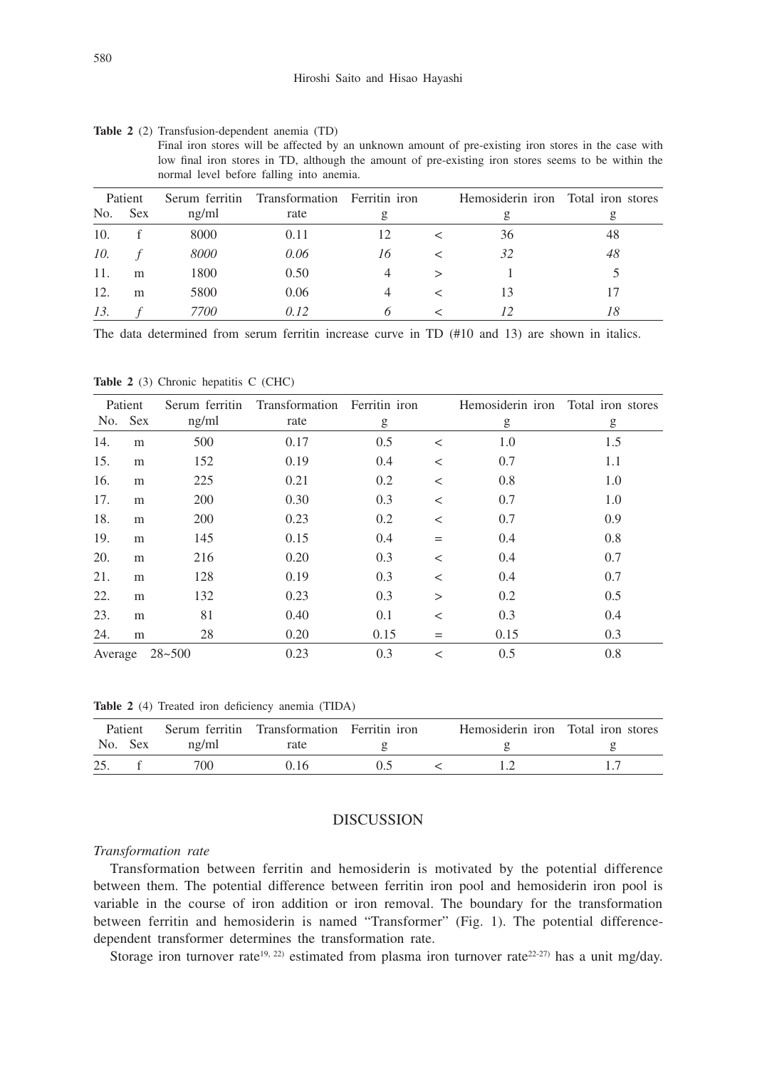**Table 2** (2) Transfusion-dependent anemia (TD)

Final iron stores will be affected by an unknown amount of pre-existing iron stores in the case with low final iron stores in TD, although the amount of pre-existing iron stores seems to be within the normal level before falling into anemia.

| Patient No. | Sex | Serum ferritin ng/ml | Transformation rate | Ferritin iron g | | Hemosiderin iron g | Total iron stores g |
|---|---|---|---|---|---|---|---|
| 10. | f | 8000 | 0.11 | 12 | < | 36 | 48 |
| *10.* | *f* | *8000* | *0.06* | *16* | < | *32* | *48* |
| 11. | m | 1800 | 0.50 | 4 | > | 1 | 5 |
| 12. | m | 5800 | 0.06 | 4 | < | 13 | 17 |
| *13.* | *f* | *7700* | *0.12* | *6* | < | *12* | *18* |

The data determined from serum ferritin increase curve in TD (#10 and 13) are shown in italics.

**Table 2** (3) Chronic hepatitis C (CHC)

| Patient No. | Sex | Serum ferritin ng/ml | Transformation rate | Ferritin iron g | | Hemosiderin iron g | Total iron stores g |
|---|---|---|---|---|---|---|---|
| 14. | m | 500 | 0.17 | 0.5 | < | 1.0 | 1.5 |
| 15. | m | 152 | 0.19 | 0.4 | < | 0.7 | 1.1 |
| 16. | m | 225 | 0.21 | 0.2 | < | 0.8 | 1.0 |
| 17. | m | 200 | 0.30 | 0.3 | < | 0.7 | 1.0 |
| 18. | m | 200 | 0.23 | 0.2 | < | 0.7 | 0.9 |
| 19. | m | 145 | 0.15 | 0.4 | = | 0.4 | 0.8 |
| 20. | m | 216 | 0.20 | 0.3 | < | 0.4 | 0.7 |
| 21. | m | 128 | 0.19 | 0.3 | < | 0.4 | 0.7 |
| 22. | m | 132 | 0.23 | 0.3 | > | 0.2 | 0.5 |
| 23. | m | 81 | 0.40 | 0.1 | < | 0.3 | 0.4 |
| 24. | m | 28 | 0.20 | 0.15 | = | 0.15 | 0.3 |
| Average | | 28~500 | 0.23 | 0.3 | < | 0.5 | 0.8 |

**Table 2** (4) Treated iron deficiency anemia (TIDA)

| Patient No. | Sex | Serum ferritin ng/ml | Transformation rate | Ferritin iron g | | Hemosiderin iron g | Total iron stores g |
|---|---|---|---|---|---|---|---|
| 25. | f | 700 | 0.16 | 0.5 | < | 1.2 | 1.7 |

## DISCUSSION

### *Transformation rate*

Transformation between ferritin and hemosiderin is motivated by the potential difference between them. The potential difference between ferritin iron pool and hemosiderin iron pool is variable in the course of iron addition or iron removal. The boundary for the transformation between ferritin and hemosiderin is named "Transformer" (Fig. 1). The potential difference-dependent transformer determines the transformation rate.

Storage iron turnover rate[19, 22] estimated from plasma iron turnover rate[22-27] has a unit mg/day.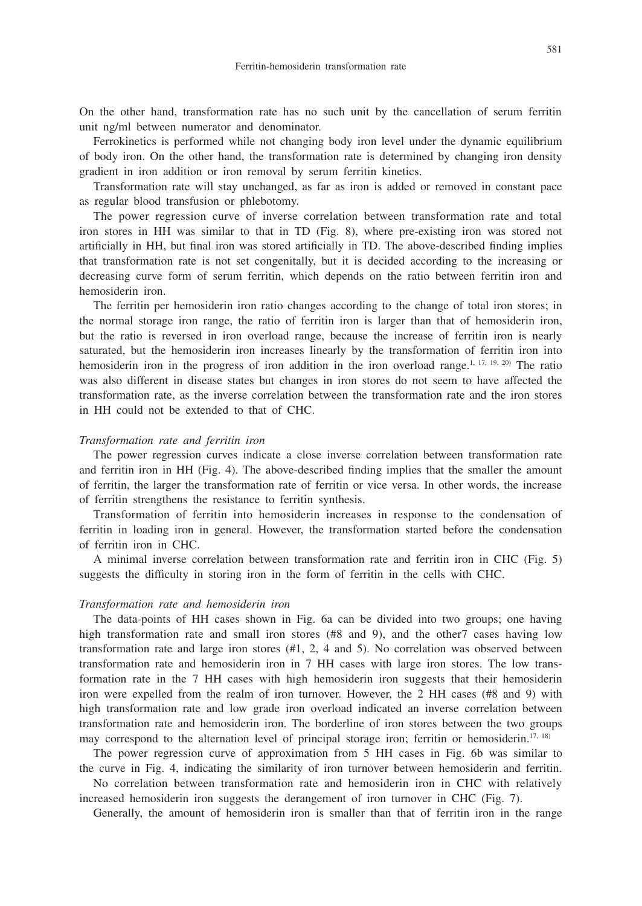On the other hand, transformation rate has no such unit by the cancellation of serum ferritin unit ng/ml between numerator and denominator.

Ferrokinetics is performed while not changing body iron level under the dynamic equilibrium of body iron. On the other hand, the transformation rate is determined by changing iron density gradient in iron addition or iron removal by serum ferritin kinetics.

Transformation rate will stay unchanged, as far as iron is added or removed in constant pace as regular blood transfusion or phlebotomy.

The power regression curve of inverse correlation between transformation rate and total iron stores in HH was similar to that in TD (Fig. 8), where pre-existing iron was stored not artificially in HH, but final iron was stored artificially in TD. The above-described finding implies that transformation rate is not set congenitally, but it is decided according to the increasing or decreasing curve form of serum ferritin, which depends on the ratio between ferritin iron and hemosiderin iron.

The ferritin per hemosiderin iron ratio changes according to the change of total iron stores; in the normal storage iron range, the ratio of ferritin iron is larger than that of hemosiderin iron, but the ratio is reversed in iron overload range, because the increase of ferritin iron is nearly saturated, but the hemosiderin iron increases linearly by the transformation of ferritin iron into hemosiderin iron in the progress of iron addition in the iron overload range.[1, 17, 19, 20] The ratio was also different in disease states but changes in iron stores do not seem to have affected the transformation rate, as the inverse correlation between the transformation rate and the iron stores in HH could not be extended to that of CHC.

*Transformation rate and ferritin iron*

The power regression curves indicate a close inverse correlation between transformation rate and ferritin iron in HH (Fig. 4). The above-described finding implies that the smaller the amount of ferritin, the larger the transformation rate of ferritin or vice versa. In other words, the increase of ferritin strengthens the resistance to ferritin synthesis.

Transformation of ferritin into hemosiderin increases in response to the condensation of ferritin in loading iron in general. However, the transformation started before the condensation of ferritin iron in CHC.

A minimal inverse correlation between transformation rate and ferritin iron in CHC (Fig. 5) suggests the difficulty in storing iron in the form of ferritin in the cells with CHC.

*Transformation rate and hemosiderin iron*

The data-points of HH cases shown in Fig. 6a can be divided into two groups; one having high transformation rate and small iron stores (#8 and 9), and the other7 cases having low transformation rate and large iron stores (#1, 2, 4 and 5). No correlation was observed between transformation rate and hemosiderin iron in 7 HH cases with large iron stores. The low transformation rate in the 7 HH cases with high hemosiderin iron suggests that their hemosiderin iron were expelled from the realm of iron turnover. However, the 2 HH cases (#8 and 9) with high transformation rate and low grade iron overload indicated an inverse correlation between transformation rate and hemosiderin iron. The borderline of iron stores between the two groups may correspond to the alternation level of principal storage iron; ferritin or hemosiderin.[17, 18]

The power regression curve of approximation from 5 HH cases in Fig. 6b was similar to the curve in Fig. 4, indicating the similarity of iron turnover between hemosiderin and ferritin.

No correlation between transformation rate and hemosiderin iron in CHC with relatively increased hemosiderin iron suggests the derangement of iron turnover in CHC (Fig. 7).

Generally, the amount of hemosiderin iron is smaller than that of ferritin iron in the range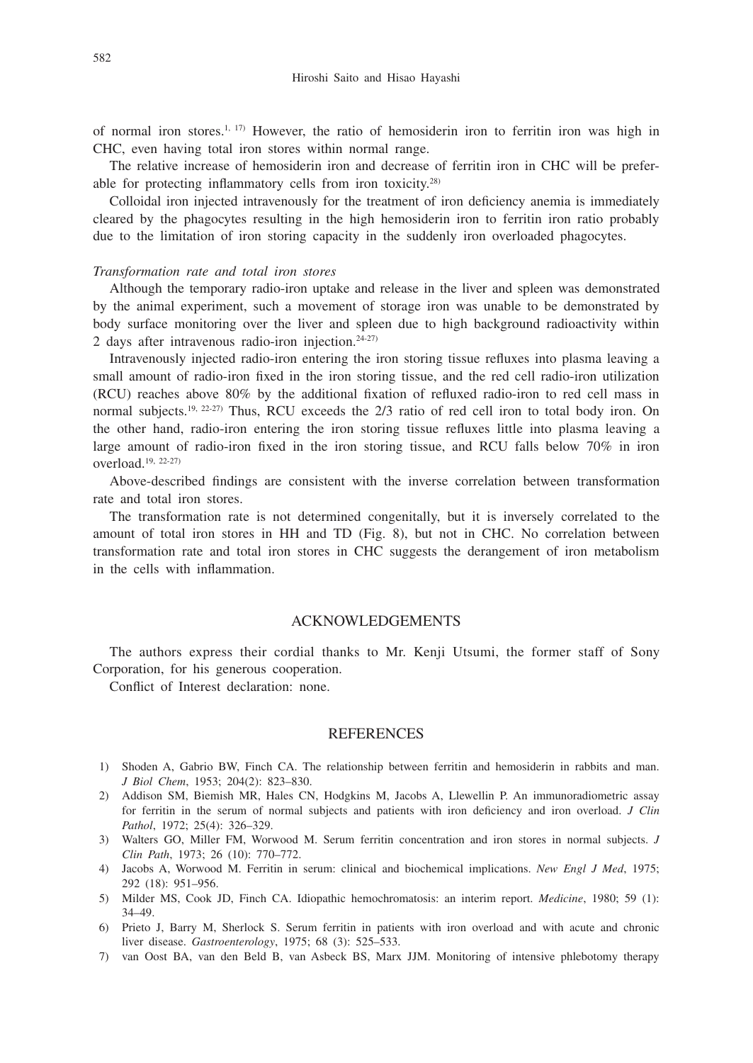of normal iron stores.[1, 17] However, the ratio of hemosiderin iron to ferritin iron was high in CHC, even having total iron stores within normal range.

The relative increase of hemosiderin iron and decrease of ferritin iron in CHC will be preferable for protecting inflammatory cells from iron toxicity.[28]

Colloidal iron injected intravenously for the treatment of iron deficiency anemia is immediately cleared by the phagocytes resulting in the high hemosiderin iron to ferritin iron ratio probably due to the limitation of iron storing capacity in the suddenly iron overloaded phagocytes.

*Transformation rate and total iron stores*

Although the temporary radio-iron uptake and release in the liver and spleen was demonstrated by the animal experiment, such a movement of storage iron was unable to be demonstrated by body surface monitoring over the liver and spleen due to high background radioactivity within 2 days after intravenous radio-iron injection.[24-27]

Intravenously injected radio-iron entering the iron storing tissue refluxes into plasma leaving a small amount of radio-iron fixed in the iron storing tissue, and the red cell radio-iron utilization (RCU) reaches above 80% by the additional fixation of refluxed radio-iron to red cell mass in normal subjects.[19, 22-27] Thus, RCU exceeds the 2/3 ratio of red cell iron to total body iron. On the other hand, radio-iron entering the iron storing tissue refluxes little into plasma leaving a large amount of radio-iron fixed in the iron storing tissue, and RCU falls below 70% in iron overload.[19, 22-27]

Above-described findings are consistent with the inverse correlation between transformation rate and total iron stores.

The transformation rate is not determined congenitally, but it is inversely correlated to the amount of total iron stores in HH and TD (Fig. 8), but not in CHC. No correlation between transformation rate and total iron stores in CHC suggests the derangement of iron metabolism in the cells with inflammation.

## ACKNOWLEDGEMENTS

The authors express their cordial thanks to Mr. Kenji Utsumi, the former staff of Sony Corporation, for his generous cooperation.

Conflict of Interest declaration: none.

## REFERENCES

1) Shoden A, Gabrio BW, Finch CA. The relationship between ferritin and hemosiderin in rabbits and man. *J Biol Chem*, 1953; 204(2): 823–830.
2) Addison SM, Biemish MR, Hales CN, Hodgkins M, Jacobs A, Llewellin P. An immunoradiometric assay for ferritin in the serum of normal subjects and patients with iron deficiency and iron overload. *J Clin Pathol*, 1972; 25(4): 326–329.
3) Walters GO, Miller FM, Worwood M. Serum ferritin concentration and iron stores in normal subjects. *J Clin Path*, 1973; 26 (10): 770–772.
4) Jacobs A, Worwood M. Ferritin in serum: clinical and biochemical implications. *New Engl J Med*, 1975; 292 (18): 951–956.
5) Milder MS, Cook JD, Finch CA. Idiopathic hemochromatosis: an interim report. *Medicine*, 1980; 59 (1): 34–49.
6) Prieto J, Barry M, Sherlock S. Serum ferritin in patients with iron overload and with acute and chronic liver disease. *Gastroenterology*, 1975; 68 (3): 525–533.
7) van Oost BA, van den Beld B, van Asbeck BS, Marx JJM. Monitoring of intensive phlebotomy therapy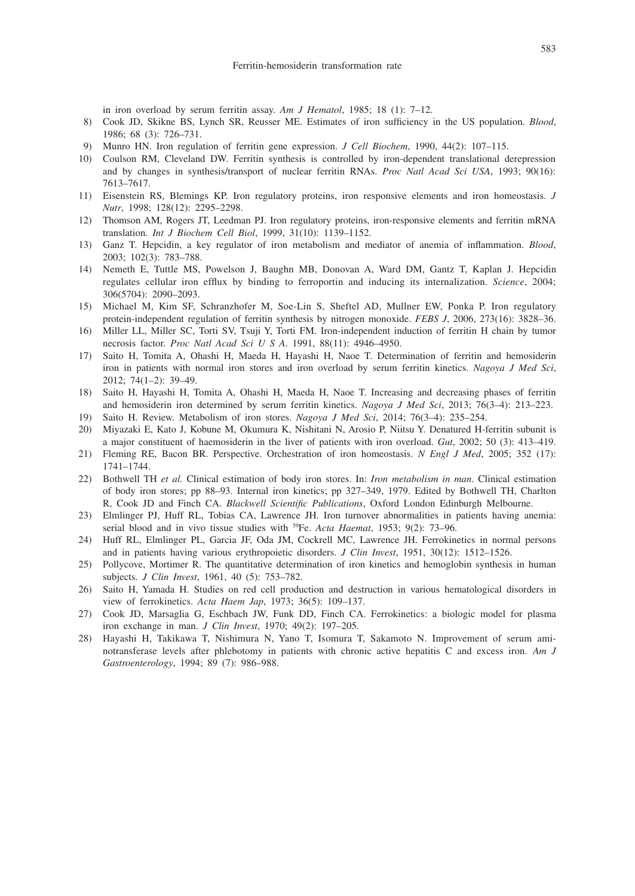in iron overload by serum ferritin assay. *Am J Hematol*, 1985; 18 (1): 7–12.

8) Cook JD, Skikne BS, Lynch SR, Reusser ME. Estimates of iron sufficiency in the US population. *Blood*, 1986; 68 (3): 726–731.
9) Munro HN. Iron regulation of ferritin gene expression. *J Cell Biochem*, 1990, 44(2): 107–115.
10) Coulson RM, Cleveland DW. Ferritin synthesis is controlled by iron-dependent translational derepression and by changes in synthesis/transport of nuclear ferritin RNAs. *Proc Natl Acad Sci USA*, 1993; 90(16): 7613–7617.
11) Eisenstein RS, Blemings KP. Iron regulatory proteins, iron responsive elements and iron homeostasis. *J Nutr*, 1998; 128(12): 2295–2298.
12) Thomson AM, Rogers JT, Leedman PJ. Iron regulatory proteins, iron-responsive elements and ferritin mRNA translation. *Int J Biochem Cell Biol*, 1999, 31(10): 1139–1152.
13) Ganz T. Hepcidin, a key regulator of iron metabolism and mediator of anemia of inflammation. *Blood*, 2003; 102(3): 783–788.
14) Nemeth E, Tuttle MS, Powelson J, Baughn MB, Donovan A, Ward DM, Gantz T, Kaplan J. Hepcidin regulates cellular iron efflux by binding to ferroportin and inducing its internalization. *Science*, 2004; 306(5704): 2090–2093.
15) Michael M, Kim SF, Schranzhofer M, Soe-Lin S, Sheftel AD, Mullner EW, Ponka P. Iron regulatory protein-independent regulation of ferritin synthesis by nitrogen monoxide. *FEBS J*, 2006, 273(16): 3828–36.
16) Miller LL, Miller SC, Torti SV, Tsuji Y, Torti FM. Iron-independent induction of ferritin H chain by tumor necrosis factor. *Proc Natl Acad Sci U S A*. 1991, 88(11): 4946–4950.
17) Saito H, Tomita A, Ohashi H, Maeda H, Hayashi H, Naoe T. Determination of ferritin and hemosiderin iron in patients with normal iron stores and iron overload by serum ferritin kinetics. *Nagoya J Med Sci*, 2012; 74(1–2): 39–49.
18) Saito H, Hayashi H, Tomita A, Ohashi H, Maeda H, Naoe T. Increasing and decreasing phases of ferritin and hemosiderin iron determined by serum ferritin kinetics. *Nagoya J Med Sci*, 2013; 76(3–4): 213–223.
19) Saito H. Review. Metabolism of iron stores. *Nagoya J Med Sci*, 2014; 76(3–4): 235–254.
20) Miyazaki E, Kato J, Kobune M, Okumura K, Nishitani N, Arosio P, Niitsu Y. Denatured H-ferritin subunit is a major constituent of haemosiderin in the liver of patients with iron overload. *Gut*, 2002; 50 (3): 413–419.
21) Fleming RE, Bacon BR. Perspective. Orchestration of iron homeostasis. *N Engl J Med*, 2005; 352 (17): 1741–1744.
22) Bothwell TH *et al.* Clinical estimation of body iron stores. In: *Iron metabolism in man*. Clinical estimation of body iron stores; pp 88–93. Internal iron kinetics; pp 327–349, 1979. Edited by Bothwell TH, Charlton R, Cook JD and Finch CA. *Blackwell Scientific Publications*, Oxford London Edinburgh Melbourne.
23) Elmlinger PJ, Huff RL, Tobias CA, Lawrence JH. Iron turnover abnormalities in patients having anemia: serial blood and in vivo tissue studies with $^{59}$Fe. *Acta Haemat*, 1953; 9(2): 73–96.
24) Huff RL, Elmlinger PL, Garcia JF, Oda JM, Cockrell MC, Lawrence JH. Ferrokinetics in normal persons and in patients having various erythropoietic disorders. *J Clin Invest*, 1951, 30(12): 1512–1526.
25) Pollycove, Mortimer R. The quantitative determination of iron kinetics and hemoglobin synthesis in human subjects. *J Clin Invest*, 1961, 40 (5): 753–782.
26) Saito H, Yamada H. Studies on red cell production and destruction in various hematological disorders in view of ferrokinetics. *Acta Haem Jap*, 1973; 36(5): 109–137.
27) Cook JD, Marsaglia G, Eschbach JW, Funk DD, Finch CA. Ferrokinetics: a biologic model for plasma iron exchange in man. *J Clin Invest*, 1970; 49(2): 197–205.
28) Hayashi H, Takikawa T, Nishimura N, Yano T, Isomura T, Sakamoto N. Improvement of serum aminotransferase levels after phlebotomy in patients with chronic active hepatitis C and excess iron. *Am J Gastroenterology*, 1994; 89 (7): 986–988.